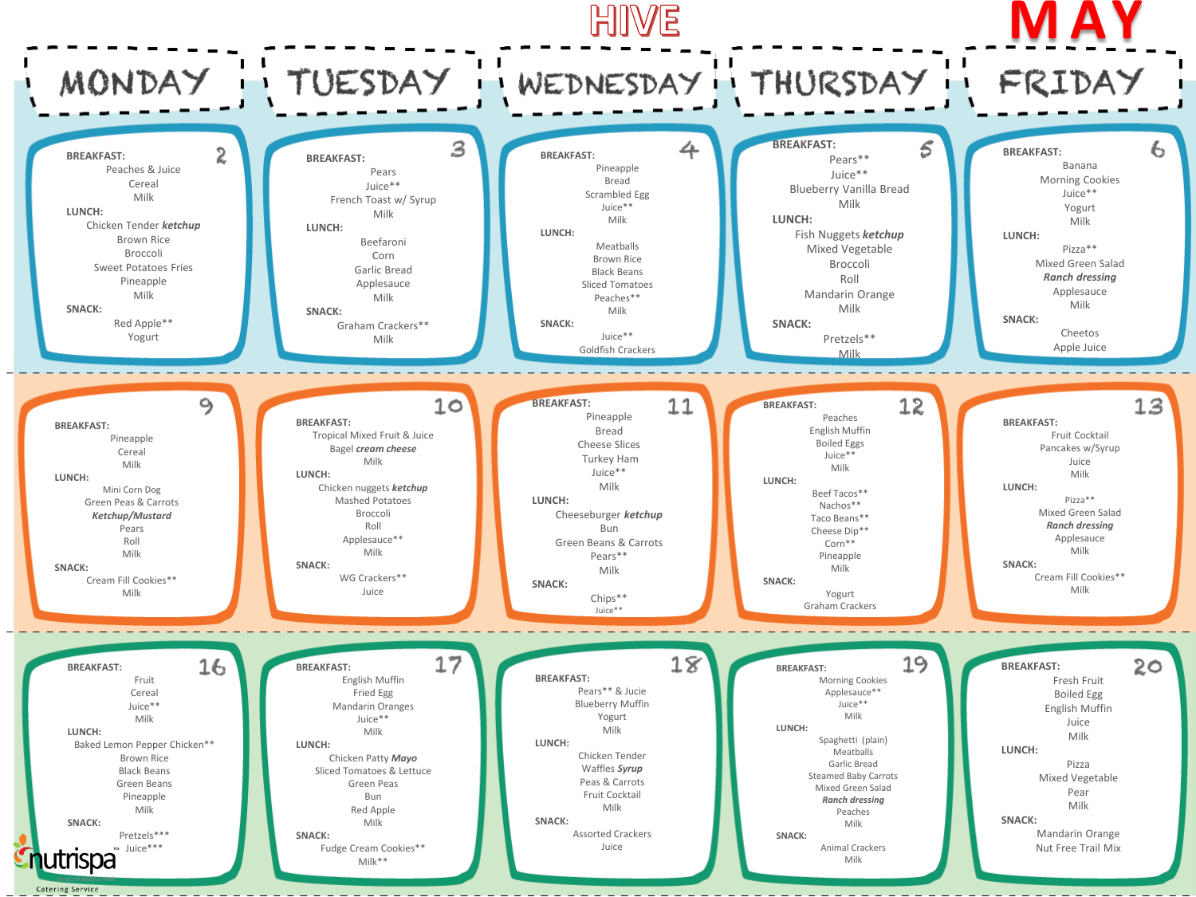# HIVE

# MAY

| MONDAY | TUESDAY | WEDNESDAY | THURSDAY | FRIDAY |
|---|---|---|---|---|
| **2**<br>**BREAKFAST:**<br>Peaches & Juice<br>Cereal<br>Milk<br>**LUNCH:**<br>Chicken Tender ***ketchup***<br>Brown Rice<br>Broccoli<br>Sweet Potatoes Fries<br>Pineapple<br>Milk<br>**SNACK:**<br>Red Apple**<br>Yogurt | **3**<br>**BREAKFAST:**<br>Pears<br>Juice**<br>French Toast w/ Syrup<br>Milk<br>**LUNCH:**<br>Beefaroni<br>Corn<br>Garlic Bread<br>Applesauce<br>Milk<br>**SNACK:**<br>Graham Crackers**<br>Milk | **4**<br>**BREAKFAST:**<br>Pineapple<br>Bread<br>Scrambled Egg<br>Juice**<br>Milk<br>**LUNCH:**<br>Meatballs<br>Brown Rice<br>Black Beans<br>Sliced Tomatoes<br>Peaches**<br>Milk<br>**SNACK:**<br>Juice**<br>Goldfish Crackers | **5**<br>**BREAKFAST:**<br>Pears**<br>Juice**<br>Blueberry Vanilla Bread<br>Milk<br>**LUNCH:**<br>Fish Nuggets ***ketchup***<br>Mixed Vegetable<br>Broccoli<br>Roll<br>Mandarin Orange<br>Milk<br>**SNACK:**<br>Pretzels**<br>Milk | **6**<br>**BREAKFAST:**<br>Banana<br>Morning Cookies<br>Juice**<br>Yogurt<br>Milk<br>**LUNCH:**<br>Pizza**<br>Mixed Green Salad<br>***Ranch dressing***<br>Applesauce<br>Milk<br>**SNACK:**<br>Cheetos<br>Apple Juice |
| **9**<br>**BREAKFAST:**<br>Pineapple<br>Cereal<br>Milk<br>**LUNCH:**<br>Mini Corn Dog<br>Green Peas & Carrots<br>***Ketchup/Mustard***<br>Pears<br>Roll<br>Milk<br>**SNACK:**<br>Cream Fill Cookies**<br>Milk | **10**<br>**BREAKFAST:**<br>Tropical Mixed Fruit & Juice<br>Bagel ***cream cheese***<br>Milk<br>**LUNCH:**<br>Chicken nuggets ***ketchup***<br>Mashed Potatoes<br>Broccoli<br>Roll<br>Applesauce**<br>Milk<br>**SNACK:**<br>WG Crackers**<br>Juice | **11**<br>**BREAKFAST:**<br>Pineapple<br>Bread<br>Cheese Slices<br>Turkey Ham<br>Juice**<br>Milk<br>**LUNCH:**<br>Cheeseburger ***ketchup***<br>Bun<br>Green Beans & Carrots<br>Pears**<br>Milk<br>**SNACK:**<br>Chips**<br>Juice** | **12**<br>**BREAKFAST:**<br>Peaches<br>English Muffin<br>Boiled Eggs<br>Juice**<br>Milk<br>**LUNCH:**<br>Beef Tacos**<br>Nachos**<br>Taco Beans**<br>Cheese Dip**<br>Corn**<br>Pineapple<br>Milk<br>**SNACK:**<br>Yogurt<br>Graham Crackers | **13**<br>**BREAKFAST:**<br>Fruit Cocktail<br>Pancakes w/Syrup<br>Juice<br>Milk<br>**LUNCH:**<br>Pizza**<br>Mixed Green Salad<br>***Ranch dressing***<br>Applesauce<br>Milk<br>**SNACK:**<br>Cream Fill Cookies**<br>Milk |
| **16**<br>**BREAKFAST:**<br>Fruit<br>Cereal<br>Juice**<br>Milk<br>**LUNCH:**<br>Baked Lemon Pepper Chicken**<br>Brown Rice<br>Black Beans<br>Green Beans<br>Pineapple<br>Milk<br>**SNACK:**<br>Pretzels***<br>Juice*** | **17**<br>**BREAKFAST:**<br>English Muffin<br>Fried Egg<br>Mandarin Oranges<br>Juice**<br>Milk<br>**LUNCH:**<br>Chicken Patty ***Mayo***<br>Sliced Tomatoes & Lettuce<br>Green Peas<br>Bun<br>Red Apple<br>Milk<br>**SNACK:**<br>Fudge Cream Cookies**<br>Milk** | **18**<br>**BREAKFAST:**<br>Pears** & Jucie<br>Blueberry Muffin<br>Yogurt<br>Milk<br>**LUNCH:**<br>Chicken Tender<br>Waffles ***Syrup***<br>Peas & Carrots<br>Fruit Cocktail<br>Milk<br>**SNACK:**<br>Assorted Crackers<br>Juice | **19**<br>**BREAKFAST:**<br>Morning Cookies<br>Applesauce**<br>Juice**<br>Milk<br>**LUNCH:**<br>Spaghetti (plain)<br>Meatballs<br>Garlic Bread<br>Steamed Baby Carrots<br>Mixed Green Salad<br>***Ranch dressing***<br>Peaches<br>Milk<br>**SNACK:**<br>Animal Crackers<br>Milk | **20**<br>**BREAKFAST:**<br>Fresh Fruit<br>Boiled Egg<br>English Muffin<br>Juice<br>Milk<br>**LUNCH:**<br>Pizza<br>Mixed Vegetable<br>Pear<br>Milk<br>**SNACK:**<br>Mandarin Orange<br>Nut Free Trail Mix |

nutrispa
Catering Service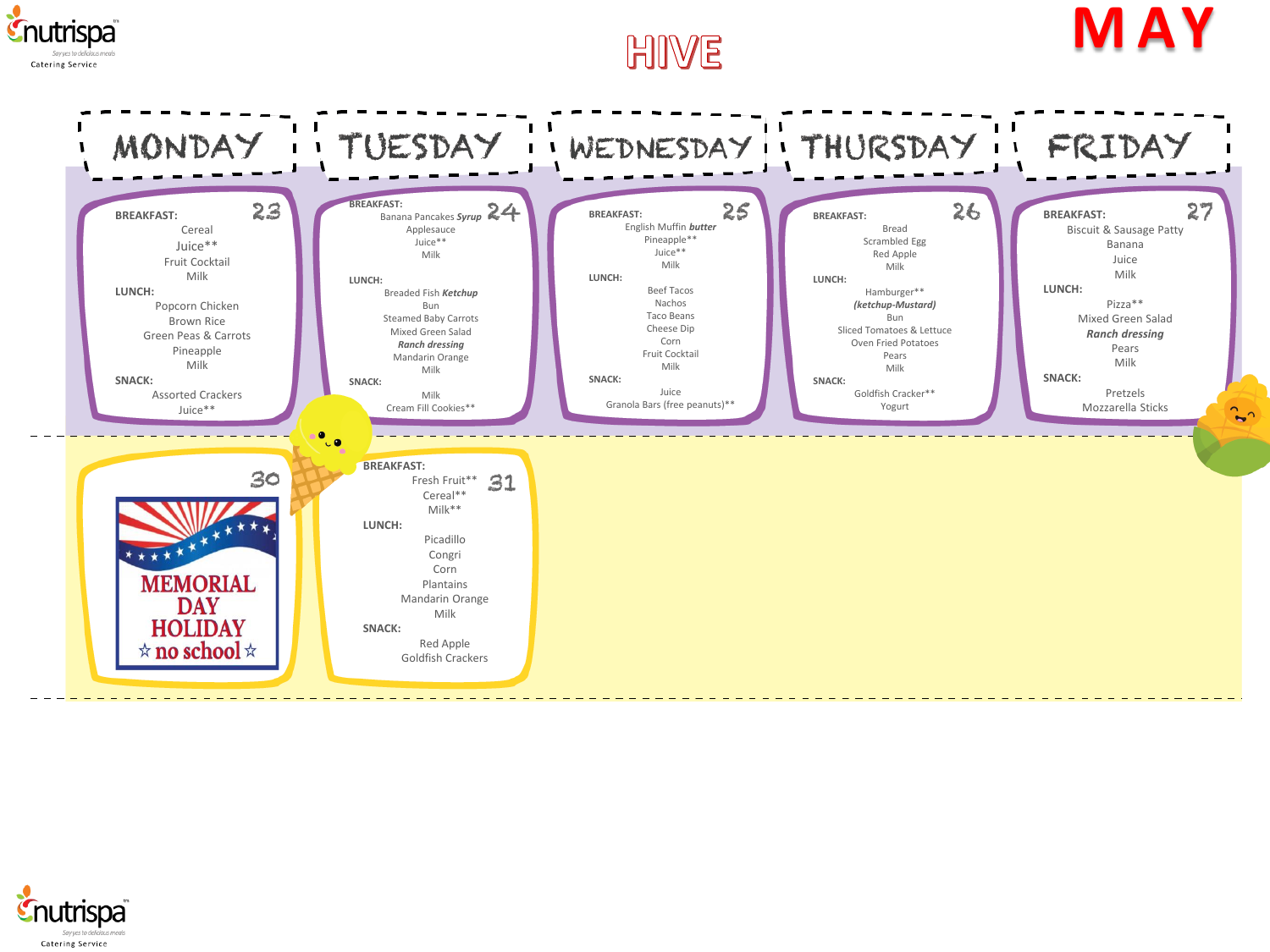# HIVE

# MAY

| MONDAY | TUESDAY | WEDNESDAY | THURSDAY | FRIDAY |
|---|---|---|---|---|
| **23**<br>BREAKFAST:<br>Cereal<br>Juice**<br>Fruit Cocktail<br>Milk<br>LUNCH:<br>Popcorn Chicken<br>Brown Rice<br>Green Peas & Carrots<br>Pineapple<br>Milk<br>SNACK:<br>Assorted Crackers<br>Juice** | **24**<br>BREAKFAST:<br>Banana Pancakes ***Syrup***<br>Applesauce<br>Juice**<br>Milk<br>LUNCH:<br>Breaded Fish ***Ketchup***<br>Bun<br>Steamed Baby Carrots<br>Mixed Green Salad<br>***Ranch dressing***<br>Mandarin Orange<br>Milk<br>SNACK:<br>Milk<br>Cream Fill Cookies** | **25**<br>BREAKFAST:<br>English Muffin ***butter***<br>Pineapple**<br>Juice**<br>Milk<br>LUNCH:<br>Beef Tacos<br>Nachos<br>Taco Beans<br>Cheese Dip<br>Corn<br>Fruit Cocktail<br>Milk<br>SNACK:<br>Juice<br>Granola Bars (free peanuts)** | **26**<br>BREAKFAST:<br>Bread<br>Scrambled Egg<br>Red Apple<br>Milk<br>LUNCH:<br>Hamburger**<br>***(ketchup-Mustard)***<br>Bun<br>Sliced Tomatoes & Lettuce<br>Oven Fried Potatoes<br>Pears<br>Milk<br>SNACK:<br>Goldfish Cracker**<br>Yogurt | **27**<br>BREAKFAST:<br>Biscuit & Sausage Patty<br>Banana<br>Juice<br>Milk<br>LUNCH:<br>Pizza**<br>Mixed Green Salad<br>***Ranch dressing***<br>Pears<br>Milk<br>SNACK:<br>Pretzels<br>Mozzarella Sticks |
| **30**<br>MEMORIAL DAY HOLIDAY<br>☆ no school ☆ | **31**<br>BREAKFAST:<br>Fresh Fruit**<br>Cereal**<br>Milk**<br>LUNCH:<br>Picadillo<br>Congri<br>Corn<br>Plantains<br>Mandarin Orange<br>Milk<br>SNACK:<br>Red Apple<br>Goldfish Crackers | | | |